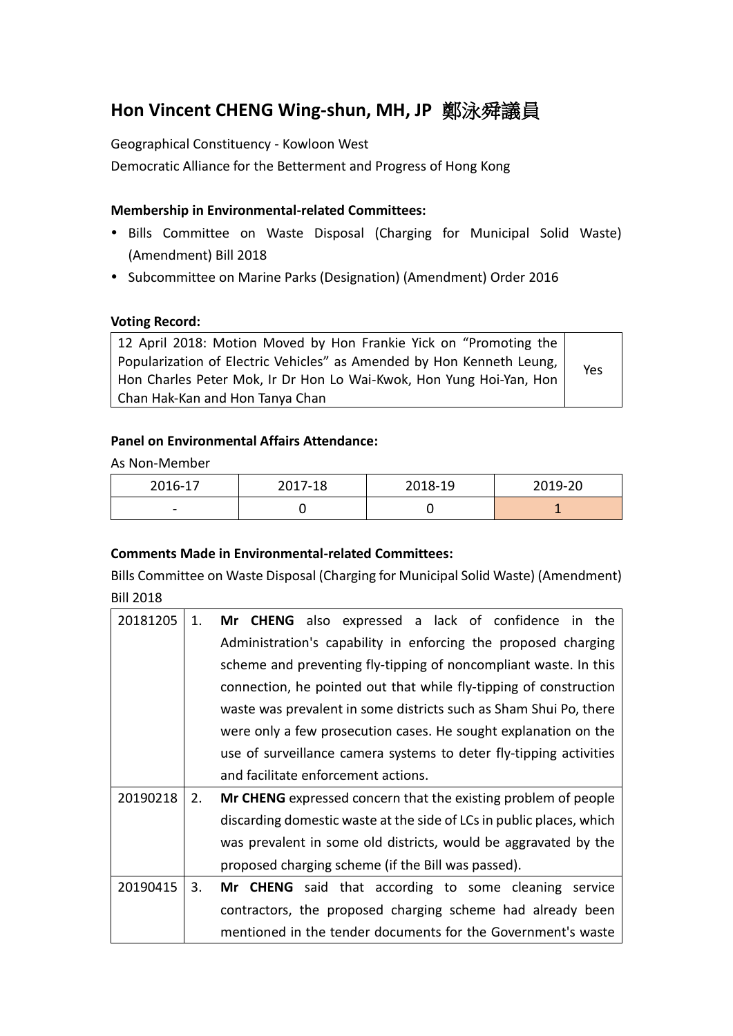## Hon Vincent CHENG Wing-shun, MH, JP 鄭泳舜議員

Geographical Constituency - Kowloon West

Democratic Alliance for the Betterment and Progress of Hong Kong

**Membership in Environmental-related Committees:**

- Bills Committee on Waste Disposal (Charging for Municipal Solid Waste) (Amendment) Bill 2018
- Subcommittee on Marine Parks (Designation) (Amendment) Order 2016

**Voting Record:**

| | |
|---|---|
| 12 April 2018: Motion Moved by Hon Frankie Yick on "Promoting the Popularization of Electric Vehicles" as Amended by Hon Kenneth Leung, Hon Charles Peter Mok, Ir Dr Hon Lo Wai-Kwok, Hon Yung Hoi-Yan, Hon Chan Hak-Kan and Hon Tanya Chan | Yes |

**Panel on Environmental Affairs Attendance:**

As Non-Member

| 2016-17 | 2017-18 | 2018-19 | 2019-20 |
|---|---|---|---|
| - | 0 | 0 | 1 |

**Comments Made in Environmental-related Committees:**

Bills Committee on Waste Disposal (Charging for Municipal Solid Waste) (Amendment) Bill 2018

| | | |
|---|---|---|
| 20181205 | 1. | **Mr CHENG** also expressed a lack of confidence in the Administration's capability in enforcing the proposed charging scheme and preventing fly-tipping of noncompliant waste. In this connection, he pointed out that while fly-tipping of construction waste was prevalent in some districts such as Sham Shui Po, there were only a few prosecution cases. He sought explanation on the use of surveillance camera systems to deter fly-tipping activities and facilitate enforcement actions. |
| 20190218 | 2. | **Mr CHENG** expressed concern that the existing problem of people discarding domestic waste at the side of LCs in public places, which was prevalent in some old districts, would be aggravated by the proposed charging scheme (if the Bill was passed). |
| 20190415 | 3. | **Mr CHENG** said that according to some cleaning service contractors, the proposed charging scheme had already been mentioned in the tender documents for the Government's waste |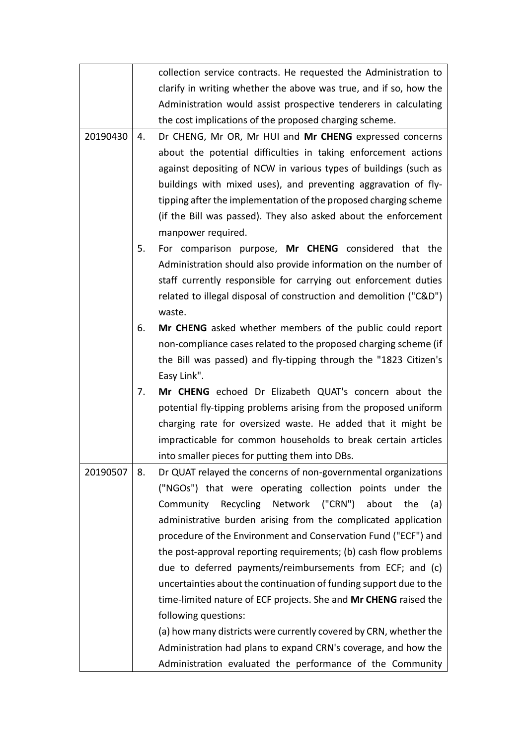| | | |
|---|---|---|
| | | collection service contracts. He requested the Administration to clarify in writing whether the above was true, and if so, how the Administration would assist prospective tenderers in calculating the cost implications of the proposed charging scheme. |
| 20190430 | 4. | Dr CHENG, Mr OR, Mr HUI and **Mr CHENG** expressed concerns about the potential difficulties in taking enforcement actions against depositing of NCW in various types of buildings (such as buildings with mixed uses), and preventing aggravation of fly-tipping after the implementation of the proposed charging scheme (if the Bill was passed). They also asked about the enforcement manpower required. |
| | 5. | For comparison purpose, **Mr CHENG** considered that the Administration should also provide information on the number of staff currently responsible for carrying out enforcement duties related to illegal disposal of construction and demolition ("C&D") waste. |
| | 6. | **Mr CHENG** asked whether members of the public could report non-compliance cases related to the proposed charging scheme (if the Bill was passed) and fly-tipping through the "1823 Citizen's Easy Link". |
| | 7. | **Mr CHENG** echoed Dr Elizabeth QUAT's concern about the potential fly-tipping problems arising from the proposed uniform charging rate for oversized waste. He added that it might be impracticable for common households to break certain articles into smaller pieces for putting them into DBs. |
| 20190507 | 8. | Dr QUAT relayed the concerns of non-governmental organizations ("NGOs") that were operating collection points under the Community Recycling Network ("CRN") about the (a) administrative burden arising from the complicated application procedure of the Environment and Conservation Fund ("ECF") and the post-approval reporting requirements; (b) cash flow problems due to deferred payments/reimbursements from ECF; and (c) uncertainties about the continuation of funding support due to the time-limited nature of ECF projects. She and **Mr CHENG** raised the following questions:<br>(a) how many districts were currently covered by CRN, whether the Administration had plans to expand CRN's coverage, and how the Administration evaluated the performance of the Community |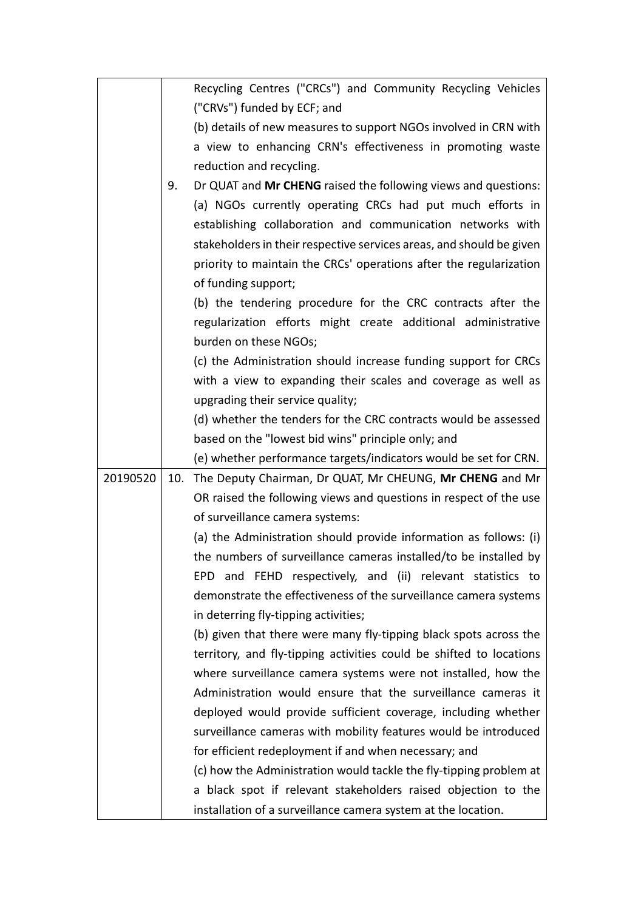| | | |
|---|---|---|
| | | Recycling Centres ("CRCs") and Community Recycling Vehicles ("CRVs") funded by ECF; and<br>(b) details of new measures to support NGOs involved in CRN with a view to enhancing CRN's effectiveness in promoting waste reduction and recycling. |
| | 9. | Dr QUAT and **Mr CHENG** raised the following views and questions:<br>(a) NGOs currently operating CRCs had put much efforts in establishing collaboration and communication networks with stakeholders in their respective services areas, and should be given priority to maintain the CRCs' operations after the regularization of funding support;<br>(b) the tendering procedure for the CRC contracts after the regularization efforts might create additional administrative burden on these NGOs;<br>(c) the Administration should increase funding support for CRCs with a view to expanding their scales and coverage as well as upgrading their service quality;<br>(d) whether the tenders for the CRC contracts would be assessed based on the "lowest bid wins" principle only; and<br>(e) whether performance targets/indicators would be set for CRN. |
| 20190520 | 10. | The Deputy Chairman, Dr QUAT, Mr CHEUNG, **Mr CHENG** and Mr OR raised the following views and questions in respect of the use of surveillance camera systems:<br>(a) the Administration should provide information as follows: (i) the numbers of surveillance cameras installed/to be installed by EPD and FEHD respectively, and (ii) relevant statistics to demonstrate the effectiveness of the surveillance camera systems in deterring fly-tipping activities;<br>(b) given that there were many fly-tipping black spots across the territory, and fly-tipping activities could be shifted to locations where surveillance camera systems were not installed, how the Administration would ensure that the surveillance cameras it deployed would provide sufficient coverage, including whether surveillance cameras with mobility features would be introduced for efficient redeployment if and when necessary; and<br>(c) how the Administration would tackle the fly-tipping problem at a black spot if relevant stakeholders raised objection to the installation of a surveillance camera system at the location. |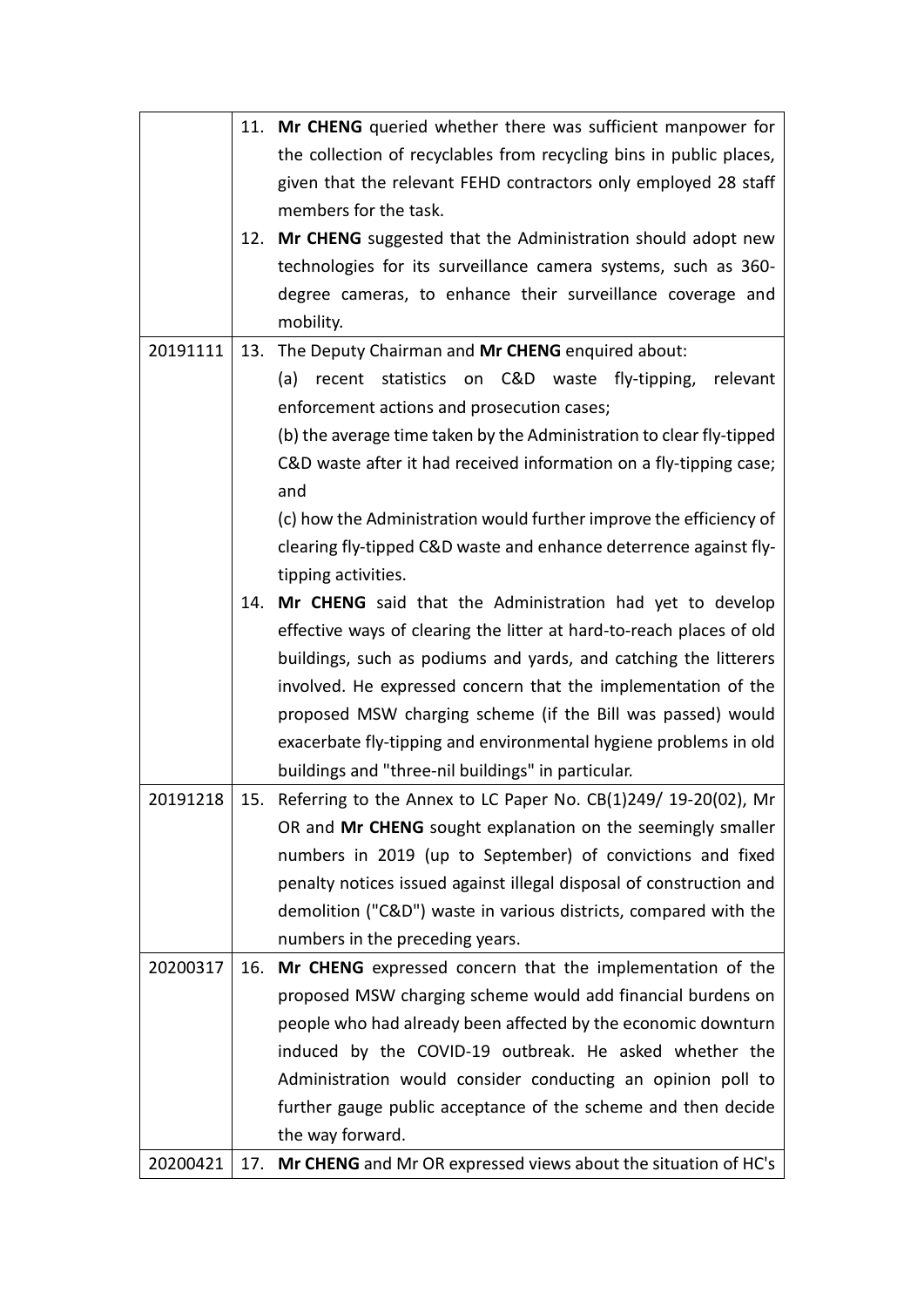| | |
|---|---|
| | 11. **Mr CHENG** queried whether there was sufficient manpower for the collection of recyclables from recycling bins in public places, given that the relevant FEHD contractors only employed 28 staff members for the task.<br>12. **Mr CHENG** suggested that the Administration should adopt new technologies for its surveillance camera systems, such as 360-degree cameras, to enhance their surveillance coverage and mobility. |
| 20191111 | 13. The Deputy Chairman and **Mr CHENG** enquired about:<br>(a) recent statistics on C&D waste fly-tipping, relevant enforcement actions and prosecution cases;<br>(b) the average time taken by the Administration to clear fly-tipped C&D waste after it had received information on a fly-tipping case; and<br>(c) how the Administration would further improve the efficiency of clearing fly-tipped C&D waste and enhance deterrence against fly-tipping activities.<br>14. **Mr CHENG** said that the Administration had yet to develop effective ways of clearing the litter at hard-to-reach places of old buildings, such as podiums and yards, and catching the litterers involved. He expressed concern that the implementation of the proposed MSW charging scheme (if the Bill was passed) would exacerbate fly-tipping and environmental hygiene problems in old buildings and "three-nil buildings" in particular. |
| 20191218 | 15. Referring to the Annex to LC Paper No. CB(1)249/ 19-20(02), Mr OR and **Mr CHENG** sought explanation on the seemingly smaller numbers in 2019 (up to September) of convictions and fixed penalty notices issued against illegal disposal of construction and demolition ("C&D") waste in various districts, compared with the numbers in the preceding years. |
| 20200317 | 16. **Mr CHENG** expressed concern that the implementation of the proposed MSW charging scheme would add financial burdens on people who had already been affected by the economic downturn induced by the COVID-19 outbreak. He asked whether the Administration would consider conducting an opinion poll to further gauge public acceptance of the scheme and then decide the way forward. |
| 20200421 | 17. **Mr CHENG** and Mr OR expressed views about the situation of HC's |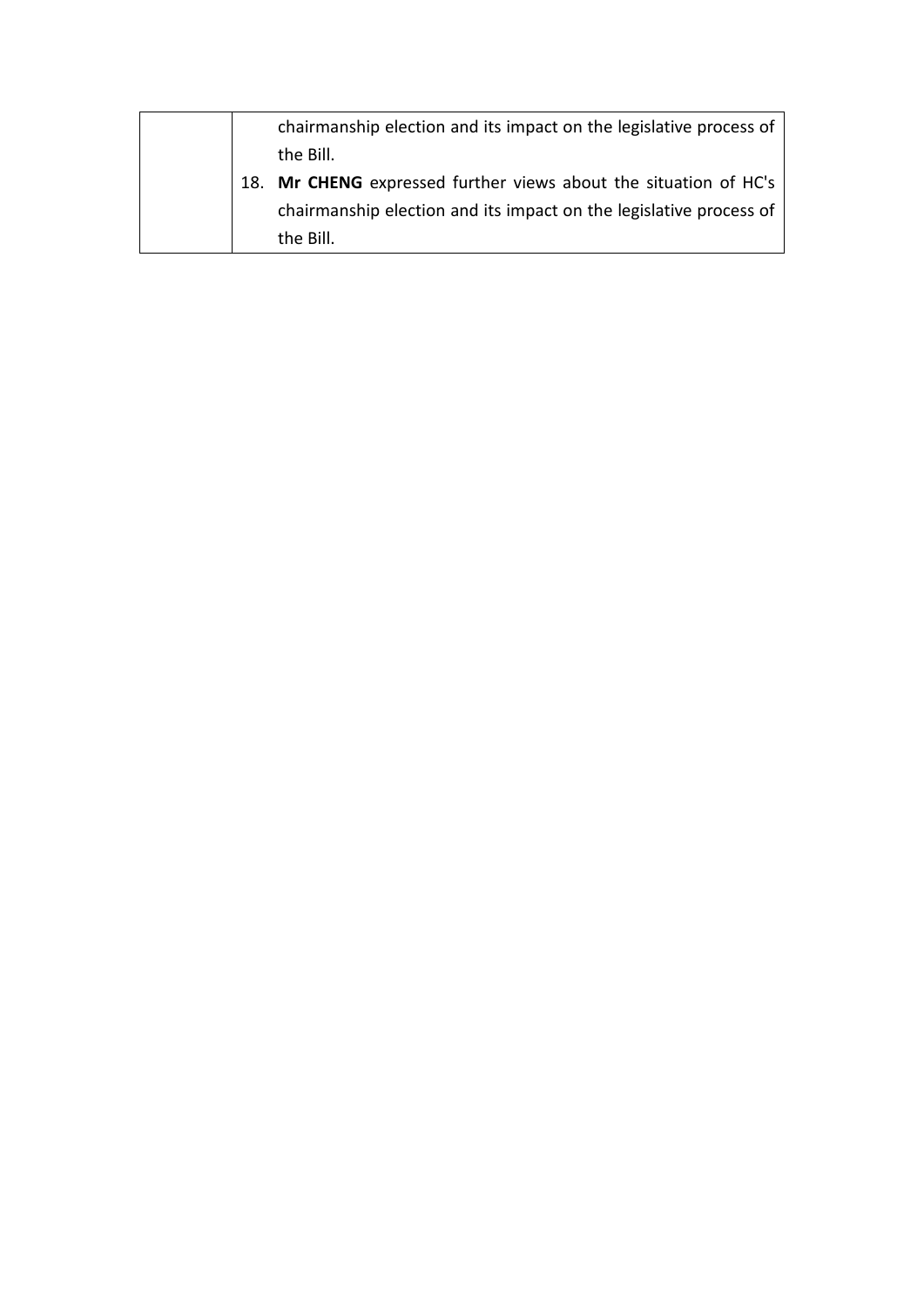| | |
|---|---|
| | chairmanship election and its impact on the legislative process of the Bill. |
| | 18. **Mr CHENG** expressed further views about the situation of HC's chairmanship election and its impact on the legislative process of the Bill. |